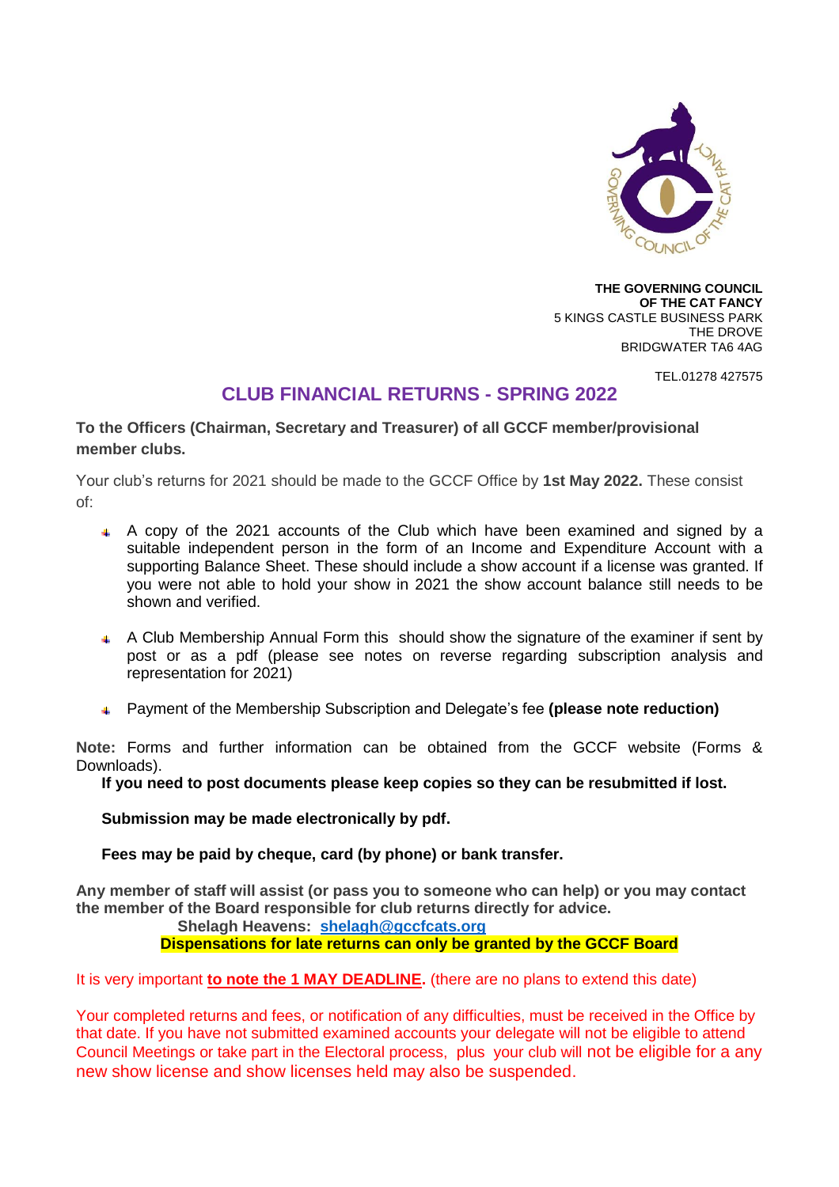**THE GOVERNING COUNCIL**
**OF THE CAT FANCY**
5 KINGS CASTLE BUSINESS PARK
THE DROVE
BRIDGWATER TA6 4AG

TEL.01278 427575

# CLUB FINANCIAL RETURNS - SPRING 2022

**To the Officers (Chairman, Secretary and Treasurer) of all GCCF member/provisional member clubs.**

Your club's returns for 2021 should be made to the GCCF Office by **1st May 2022.** These consist of:

- A copy of the 2021 accounts of the Club which have been examined and signed by a suitable independent person in the form of an Income and Expenditure Account with a supporting Balance Sheet. These should include a show account if a license was granted. If you were not able to hold your show in 2021 the show account balance still needs to be shown and verified.
- A Club Membership Annual Form this should show the signature of the examiner if sent by post or as a pdf (please see notes on reverse regarding subscription analysis and representation for 2021)
- Payment of the Membership Subscription and Delegate's fee **(please note reduction)**

**Note:** Forms and further information can be obtained from the GCCF website (Forms & Downloads).

**If you need to post documents please keep copies so they can be resubmitted if lost.**

**Submission may be made electronically by pdf.**

**Fees may be paid by cheque, card (by phone) or bank transfer.**

**Any member of staff will assist (or pass you to someone who can help) or you may contact the member of the Board responsible for club returns directly for advice.**

**Shelagh Heavens: shelagh@gccfcats.org**

**Dispensations for late returns can only be granted by the GCCF Board**

It is very important **to note the 1 MAY DEADLINE.** (there are no plans to extend this date)

Your completed returns and fees, or notification of any difficulties, must be received in the Office by that date. If you have not submitted examined accounts your delegate will not be eligible to attend Council Meetings or take part in the Electoral process, plus your club will not be eligible for a any new show license and show licenses held may also be suspended.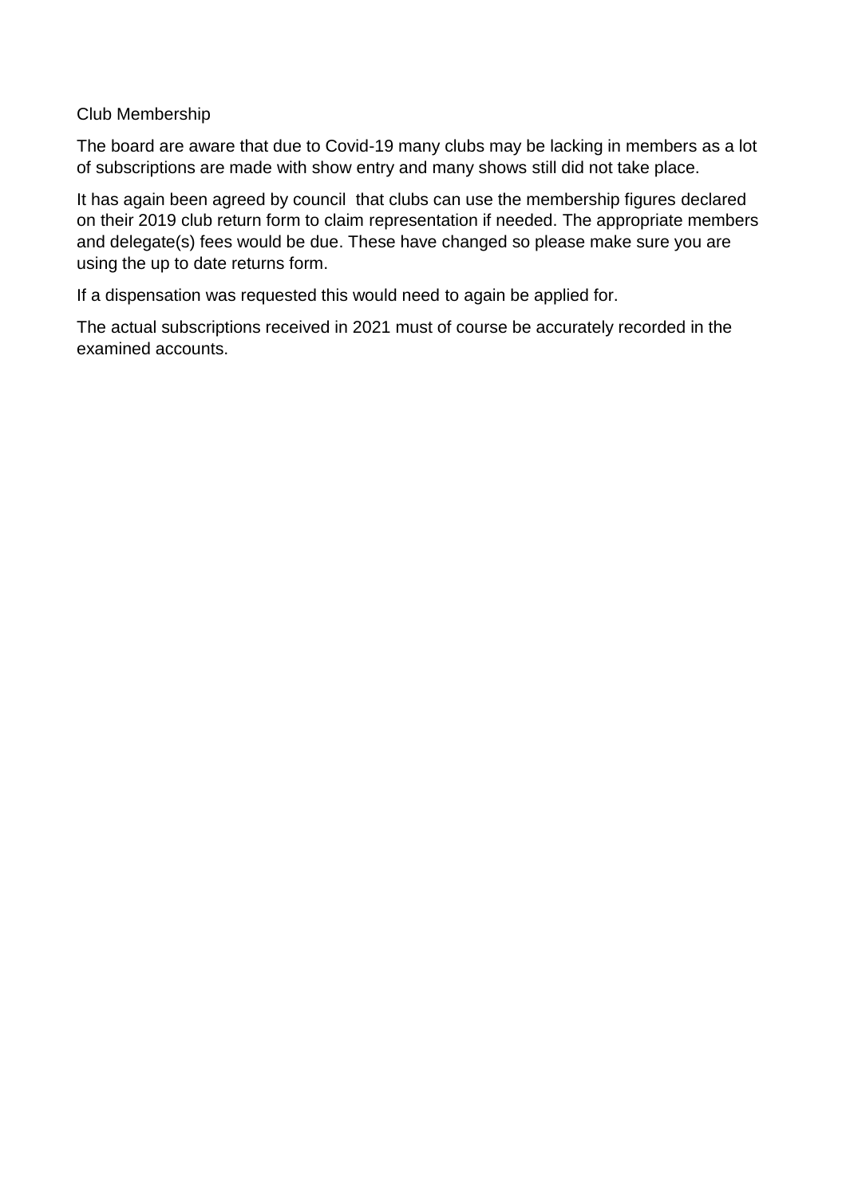## Club Membership

The board are aware that due to Covid-19 many clubs may be lacking in members as a lot of subscriptions are made with show entry and many shows still did not take place.

It has again been agreed by council that clubs can use the membership figures declared on their 2019 club return form to claim representation if needed. The appropriate members and delegate(s) fees would be due. These have changed so please make sure you are using the up to date returns form.

If a dispensation was requested this would need to again be applied for.

The actual subscriptions received in 2021 must of course be accurately recorded in the examined accounts.